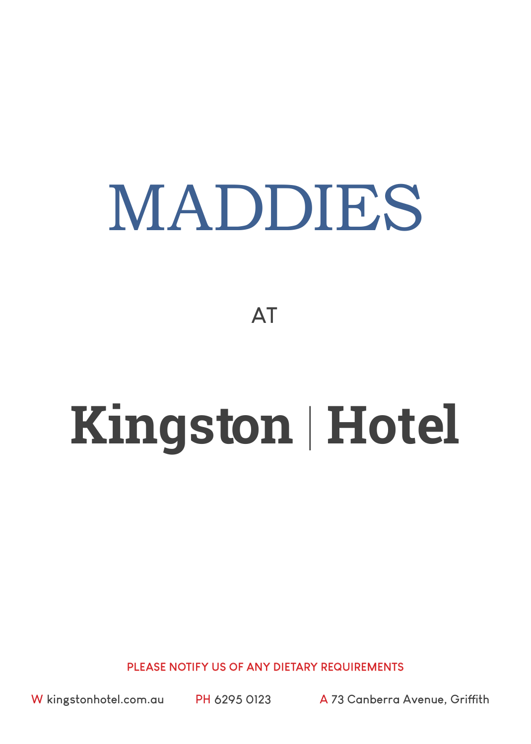# MADDIES

AT

# Kingston | Hotel

PLEASE NOTIFY US OF ANY DIETARY REQUIREMENTS

W kingstonhotel.com.au PH 6295 0123 A 73 Canberra Avenue, Griffith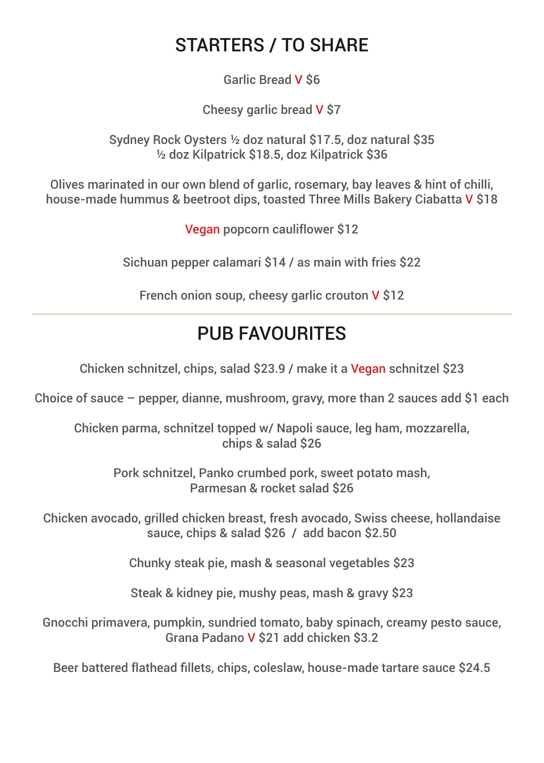# STARTERS / TO SHARE

Garlic Bread V $6

Cheesy garlic bread V $7

Sydney Rock Oysters ½ doz natural $17.5, doz natural $35
½ doz Kilpatrick $18.5, doz Kilpatrick $36

Olives marinated in our own blend of garlic, rosemary, bay leaves & hint of chilli, house-made hummus & beetroot dips, toasted Three Mills Bakery Ciabatta V $18

Vegan popcorn cauliflower $12

Sichuan pepper calamari $14 / as main with fries $22

French onion soup, cheesy garlic crouton V $12

---

# PUB FAVOURITES

Chicken schnitzel, chips, salad $23.9 / make it a Vegan schnitzel $23

Choice of sauce – pepper, dianne, mushroom, gravy, more than 2 sauces add $1 each

Chicken parma, schnitzel topped w/ Napoli sauce, leg ham, mozzarella, chips & salad $26

Pork schnitzel, Panko crumbed pork, sweet potato mash, Parmesan & rocket salad $26

Chicken avocado, grilled chicken breast, fresh avocado, Swiss cheese, hollandaise sauce, chips & salad $26 / add bacon $2.50

Chunky steak pie, mash & seasonal vegetables $23

Steak & kidney pie, mushy peas, mash & gravy $23

Gnocchi primavera, pumpkin, sundried tomato, baby spinach, creamy pesto sauce, Grana Padano V $21 add chicken $3.2

Beer battered flathead fillets, chips, coleslaw, house-made tartare sauce $24.5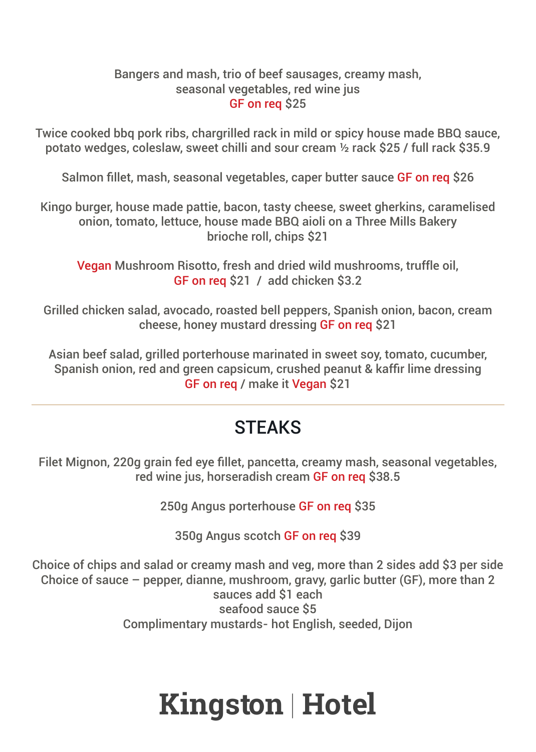Bangers and mash, trio of beef sausages, creamy mash, seasonal vegetables, red wine jus
GF on req $25

Twice cooked bbq pork ribs, chargrilled rack in mild or spicy house made BBQ sauce, potato wedges, coleslaw, sweet chilli and sour cream ½ rack $25 / full rack $35.9

Salmon fillet, mash, seasonal vegetables, caper butter sauce GF on req $26

Kingo burger, house made pattie, bacon, tasty cheese, sweet gherkins, caramelised onion, tomato, lettuce, house made BBQ aioli on a Three Mills Bakery brioche roll, chips $21

Vegan Mushroom Risotto, fresh and dried wild mushrooms, truffle oil,
GF on req $21 / add chicken $3.2

Grilled chicken salad, avocado, roasted bell peppers, Spanish onion, bacon, cream cheese, honey mustard dressing GF on req $21

Asian beef salad, grilled porterhouse marinated in sweet soy, tomato, cucumber, Spanish onion, red and green capsicum, crushed peanut & kaffir lime dressing
GF on req / make it Vegan $21

---

## STEAKS

Filet Mignon, 220g grain fed eye fillet, pancetta, creamy mash, seasonal vegetables, red wine jus, horseradish cream GF on req $38.5

250g Angus porterhouse GF on req $35

350g Angus scotch GF on req $39

Choice of chips and salad or creamy mash and veg, more than 2 sides add $3 per side
Choice of sauce – pepper, dianne, mushroom, gravy, garlic butter (GF), more than 2 sauces add $1 each
seafood sauce $5
Complimentary mustards- hot English, seeded, Dijon

# Kingston | Hotel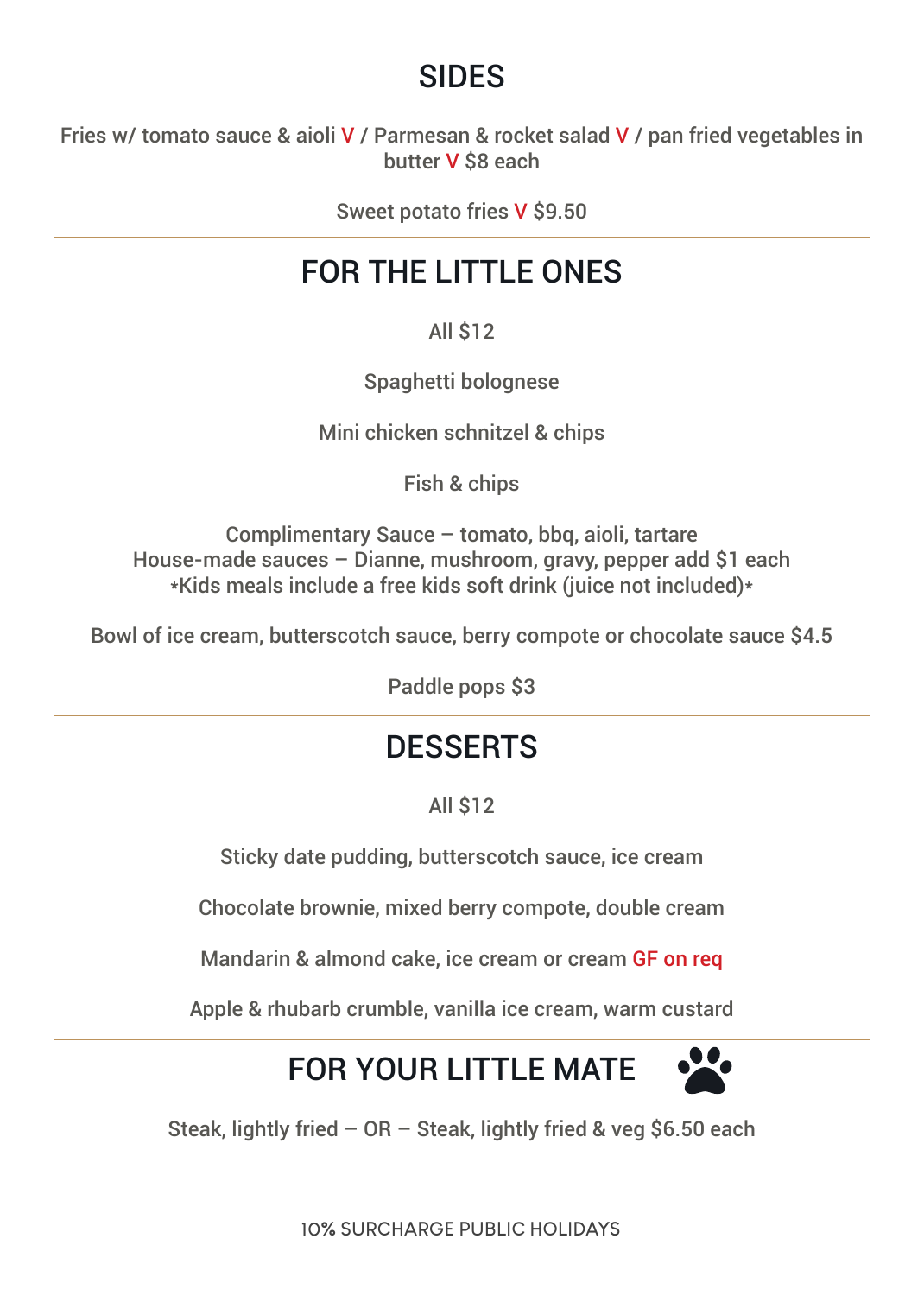## SIDES

Fries w/ tomato sauce & aioli V / Parmesan & rocket salad V / pan fried vegetables in butter V $8 each

Sweet potato fries V $9.50

---

## FOR THE LITTLE ONES

All $12

Spaghetti bolognese

Mini chicken schnitzel & chips

Fish & chips

Complimentary Sauce – tomato, bbq, aioli, tartare
House-made sauces – Dianne, mushroom, gravy, pepper add $1 each
*Kids meals include a free kids soft drink (juice not included)*

Bowl of ice cream, butterscotch sauce, berry compote or chocolate sauce $4.5

Paddle pops $3

---

## DESSERTS

All $12

Sticky date pudding, butterscotch sauce, ice cream

Chocolate brownie, mixed berry compote, double cream

Mandarin & almond cake, ice cream or cream GF on req

Apple & rhubarb crumble, vanilla ice cream, warm custard

---

## FOR YOUR LITTLE MATE

Steak, lightly fried – OR – Steak, lightly fried & veg $6.50 each

10% SURCHARGE PUBLIC HOLIDAYS